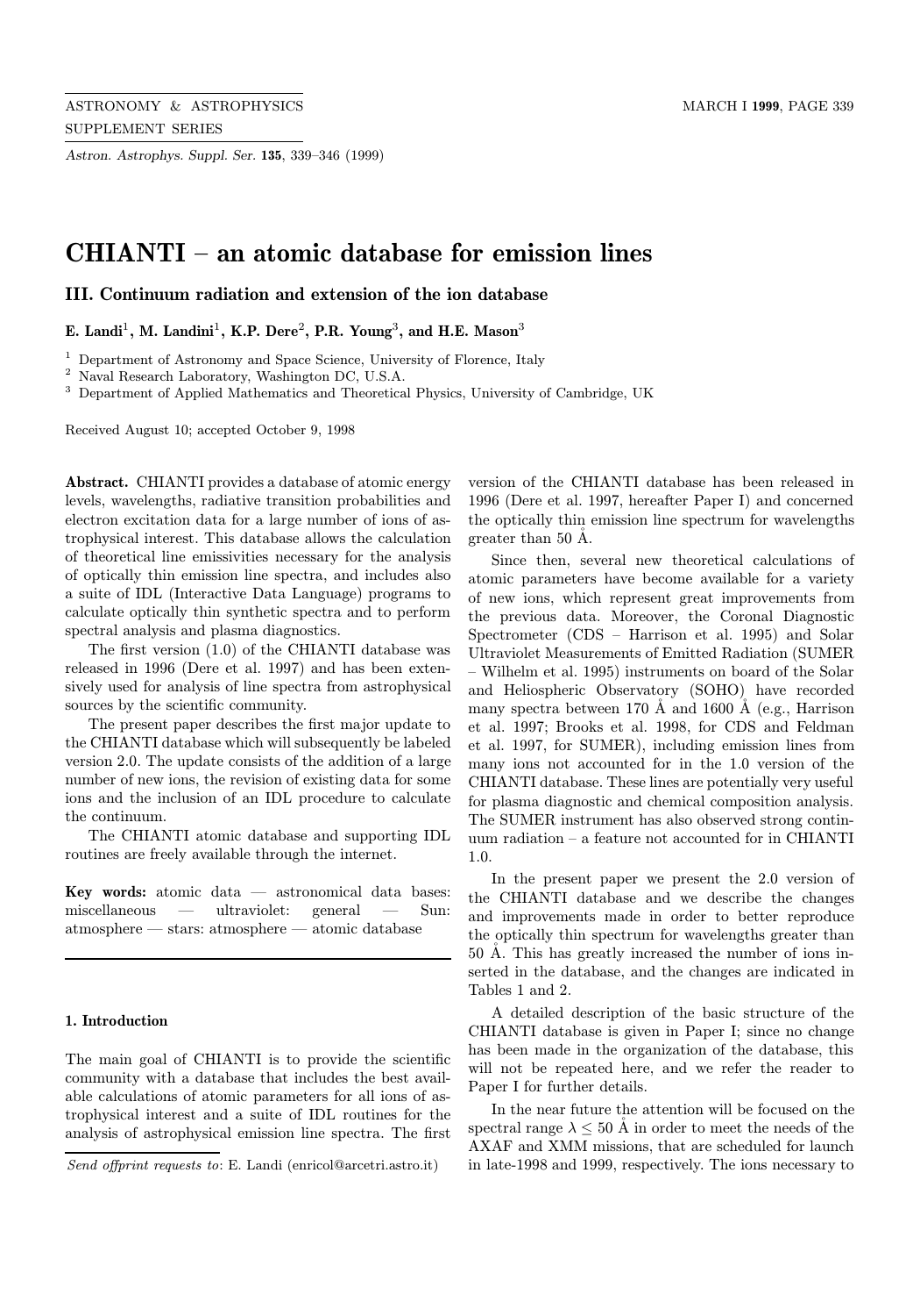# CHIANTI – an atomic database for emission lines

## III. Continuum radiation and extension of the ion database

**E. Landi[1], M. Landini[1], K.P. Dere[2], P.R. Young[3], and H.E. Mason[3]**

[1] Department of Astronomy and Space Science, University of Florence, Italy
[2] Naval Research Laboratory, Washington DC, U.S.A.
[3] Department of Applied Mathematics and Theoretical Physics, University of Cambridge, UK

Received August 10; accepted October 9, 1998

**Abstract.** CHIANTI provides a database of atomic energy levels, wavelengths, radiative transition probabilities and electron excitation data for a large number of ions of astrophysical interest. This database allows the calculation of theoretical line emissivities necessary for the analysis of optically thin emission line spectra, and includes also a suite of IDL (Interactive Data Language) programs to calculate optically thin synthetic spectra and to perform spectral analysis and plasma diagnostics.

The first version (1.0) of the CHIANTI database was released in 1996 (Dere et al. 1997) and has been extensively used for analysis of line spectra from astrophysical sources by the scientific community.

The present paper describes the first major update to the CHIANTI database which will subsequently be labeled version 2.0. The update consists of the addition of a large number of new ions, the revision of existing data for some ions and the inclusion of an IDL procedure to calculate the continuum.

The CHIANTI atomic database and supporting IDL routines are freely available through the internet.

**Key words:** atomic data — astronomical data bases: miscellaneous — ultraviolet: general — Sun: atmosphere — stars: atmosphere — atomic database

### 1. Introduction

The main goal of CHIANTI is to provide the scientific community with a database that includes the best available calculations of atomic parameters for all ions of astrophysical interest and a suite of IDL routines for the analysis of astrophysical emission line spectra. The first version of the CHIANTI database has been released in 1996 (Dere et al. 1997, hereafter Paper I) and concerned the optically thin emission line spectrum for wavelengths greater than 50 Å.

Since then, several new theoretical calculations of atomic parameters have become available for a variety of new ions, which represent great improvements from the previous data. Moreover, the Coronal Diagnostic Spectrometer (CDS – Harrison et al. 1995) and Solar Ultraviolet Measurements of Emitted Radiation (SUMER – Wilhelm et al. 1995) instruments on board of the Solar and Heliospheric Observatory (SOHO) have recorded many spectra between 170 Å and 1600 Å (e.g., Harrison et al. 1997; Brooks et al. 1998, for CDS and Feldman et al. 1997, for SUMER), including emission lines from many ions not accounted for in the 1.0 version of the CHIANTI database. These lines are potentially very useful for plasma diagnostic and chemical composition analysis. The SUMER instrument has also observed strong continuum radiation – a feature not accounted for in CHIANTI 1.0.

In the present paper we present the 2.0 version of the CHIANTI database and we describe the changes and improvements made in order to better reproduce the optically thin spectrum for wavelengths greater than 50 Å. This has greatly increased the number of ions inserted in the database, and the changes are indicated in Tables 1 and 2.

A detailed description of the basic structure of the CHIANTI database is given in Paper I; since no change has been made in the organization of the database, this will not be repeated here, and we refer the reader to Paper I for further details.

In the near future the attention will be focused on the spectral range $\lambda \leq 50$ Å in order to meet the needs of the AXAF and XMM missions, that are scheduled for launch in late-1998 and 1999, respectively. The ions necessary to

*Send offprint requests to*: E. Landi (enricol@arcetri.astro.it)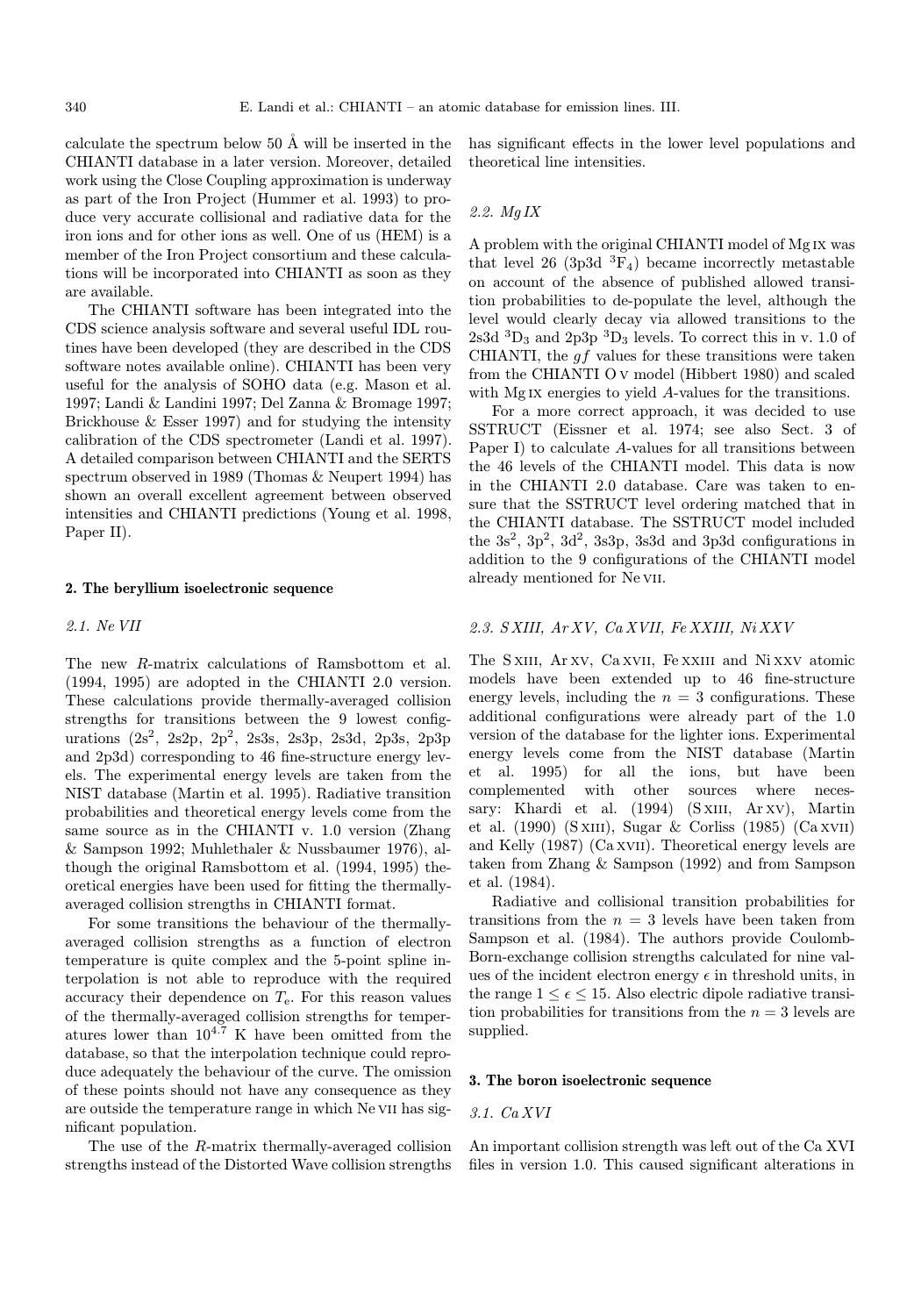calculate the spectrum below 50 Å will be inserted in the CHIANTI database in a later version. Moreover, detailed work using the Close Coupling approximation is underway as part of the Iron Project (Hummer et al. 1993) to produce very accurate collisional and radiative data for the iron ions and for other ions as well. One of us (HEM) is a member of the Iron Project consortium and these calculations will be incorporated into CHIANTI as soon as they are available.

The CHIANTI software has been integrated into the CDS science analysis software and several useful IDL routines have been developed (they are described in the CDS software notes available online). CHIANTI has been very useful for the analysis of SOHO data (e.g. Mason et al. 1997; Landi & Landini 1997; Del Zanna & Bromage 1997; Brickhouse & Esser 1997) and for studying the intensity calibration of the CDS spectrometer (Landi et al. 1997). A detailed comparison between CHIANTI and the SERTS spectrum observed in 1989 (Thomas & Neupert 1994) has shown an overall excellent agreement between observed intensities and CHIANTI predictions (Young et al. 1998, Paper II).

## 2. The beryllium isoelectronic sequence

### 2.1. Ne VII

The new *R*-matrix calculations of Ramsbottom et al. (1994, 1995) are adopted in the CHIANTI 2.0 version. These calculations provide thermally-averaged collision strengths for transitions between the 9 lowest configurations ($2s^2$, 2s2p, $2p^2$, 2s3s, 2s3p, 2s3d, 2p3s, 2p3p and 2p3d) corresponding to 46 fine-structure energy levels. The experimental energy levels are taken from the NIST database (Martin et al. 1995). Radiative transition probabilities and theoretical energy levels come from the same source as in the CHIANTI v. 1.0 version (Zhang & Sampson 1992; Muhlethaler & Nussbaumer 1976), although the original Ramsbottom et al. (1994, 1995) theoretical energies have been used for fitting the thermally-averaged collision strengths in CHIANTI format.

For some transitions the behaviour of the thermally-averaged collision strengths as a function of electron temperature is quite complex and the 5-point spline interpolation is not able to reproduce with the required accuracy their dependence on $T_e$. For this reason values of the thermally-averaged collision strengths for temperatures lower than $10^{4.7}$ K have been omitted from the database, so that the interpolation technique could reproduce adequately the behaviour of the curve. The omission of these points should not have any consequence as they are outside the temperature range in which Ne VII has significant population.

The use of the *R*-matrix thermally-averaged collision strengths instead of the Distorted Wave collision strengths has significant effects in the lower level populations and theoretical line intensities.

### 2.2. Mg IX

A problem with the original CHIANTI model of Mg IX was that level 26 (3p3d $^3F_4$) became incorrectly metastable on account of the absence of published allowed transition probabilities to de-populate the level, although the level would clearly decay via allowed transitions to the 2s3d $^3D_3$ and 2p3p $^3D_3$ levels. To correct this in v. 1.0 of CHIANTI, the $gf$ values for these transitions were taken from the CHIANTI O V model (Hibbert 1980) and scaled with Mg IX energies to yield $A$-values for the transitions.

For a more correct approach, it was decided to use SSTRUCT (Eissner et al. 1974; see also Sect. 3 of Paper I) to calculate $A$-values for all transitions between the 46 levels of the CHIANTI model. This data is now in the CHIANTI 2.0 database. Care was taken to ensure that the SSTRUCT level ordering matched that in the CHIANTI database. The SSTRUCT model included the $3s^2$, $3p^2$, $3d^2$, 3s3p, 3s3d and 3p3d configurations in addition to the 9 configurations of the CHIANTI model already mentioned for Ne VII.

### 2.3. S XIII, Ar XV, Ca XVII, Fe XXIII, Ni XXV

The S XIII, Ar XV, Ca XVII, Fe XXIII and Ni XXV atomic models have been extended up to 46 fine-structure energy levels, including the $n = 3$ configurations. These additional configurations were already part of the 1.0 version of the database for the lighter ions. Experimental energy levels come from the NIST database (Martin et al. 1995) for all the ions, but have been complemented with other sources where necessary: Khardi et al. (1994) (S XIII, Ar XV), Martin et al. (1990) (S XIII), Sugar & Corliss (1985) (Ca XVII) and Kelly (1987) (Ca XVII). Theoretical energy levels are taken from Zhang & Sampson (1992) and from Sampson et al. (1984).

Radiative and collisional transition probabilities for transitions from the $n = 3$ levels have been taken from Sampson et al. (1984). The authors provide Coulomb-Born-exchange collision strengths calculated for nine values of the incident electron energy $\epsilon$ in threshold units, in the range $1 \leq \epsilon \leq 15$. Also electric dipole radiative transition probabilities for transitions from the $n = 3$ levels are supplied.

## 3. The boron isoelectronic sequence

### 3.1. Ca XVI

An important collision strength was left out of the Ca XVI files in version 1.0. This caused significant alterations in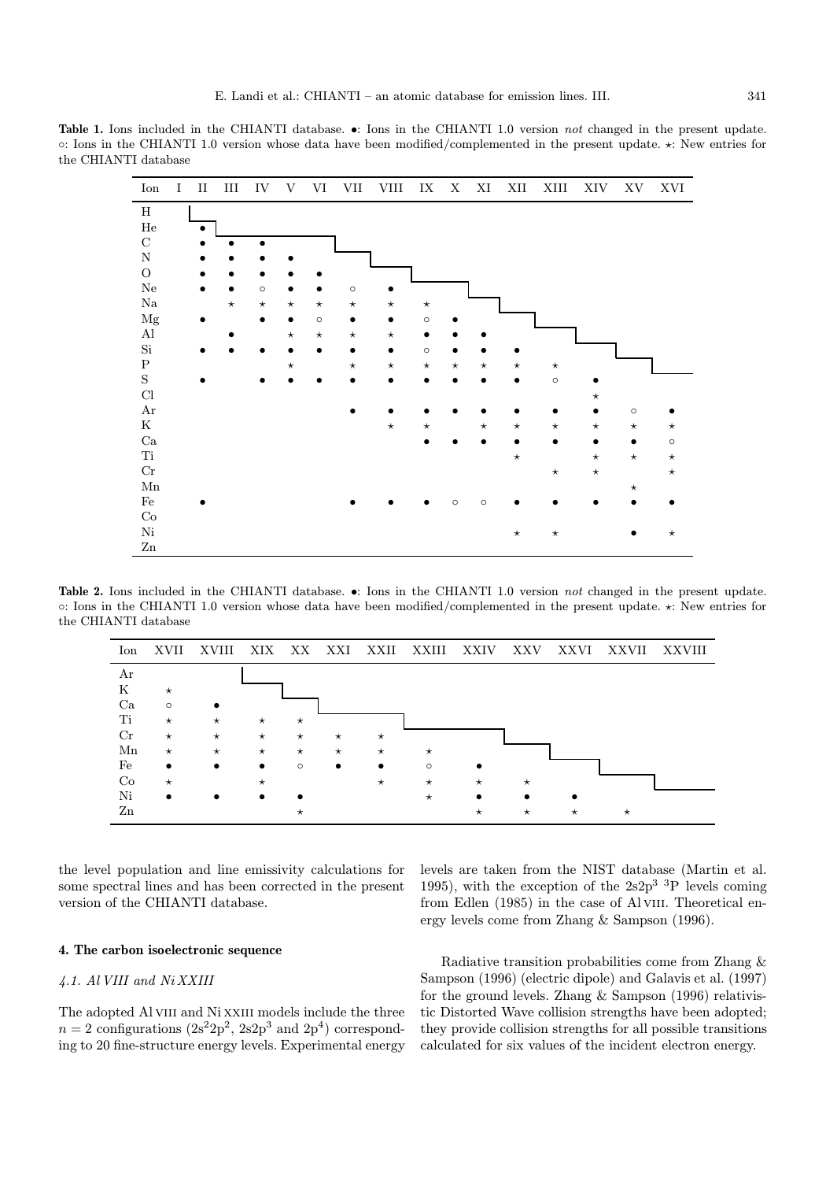**Table 1.** Ions included in the CHIANTI database. •: Ions in the CHIANTI 1.0 version *not* changed in the present update. ○: Ions in the CHIANTI 1.0 version whose data have been modified/complemented in the present update. ⋆: New entries for the CHIANTI database

| Ion | I | II | III | IV | V | VI | VII | VIII | IX | X | XI | XII | XIII | XIV | XV | XVI |
|---|---|---|---|---|---|---|---|---|---|---|---|---|---|---|---|---|
| H | | | | | | | | | | | | | | | | |
| He | | • | | | | | | | | | | | | | | |
| C | | • | • | • | | | | | | | | | | | | |
| N | | • | • | • | • | | | | | | | | | | | |
| O | | • | • | • | • | • | | | | | | | | | | |
| Ne | | • | • | ○ | • | • | ○ | • | | | | | | | | |
| Na | | | ⋆ | ⋆ | ⋆ | ⋆ | ⋆ | ⋆ | ⋆ | | | | | | | |
| Mg | | • | | • | • | ○ | • | • | ○ | • | | | | | | |
| Al | | | • | | ⋆ | ⋆ | ⋆ | ⋆ | • | • | • | | | | | |
| Si | | • | • | • | • | • | • | • | ○ | • | • | • | | | | |
| P | | | | | ⋆ | | ⋆ | ⋆ | ⋆ | ⋆ | ⋆ | ⋆ | ⋆ | | | |
| S | | • | | • | • | • | • | • | • | • | • | • | ○ | • | | |
| Cl | | | | | | | | | | | | | | ⋆ | | |
| Ar | | | | | | | • | • | • | • | • | • | • | • | ○ | • |
| K | | | | | | | | ⋆ | ⋆ | | ⋆ | ⋆ | ⋆ | ⋆ | ⋆ | ⋆ |
| Ca | | | | | | | | | • | • | • | • | • | • | • | ○ |
| Ti | | | | | | | | | | | | ⋆ | | ⋆ | ⋆ | ⋆ |
| Cr | | | | | | | | | | | | | ⋆ | ⋆ | | ⋆ |
| Mn | | | | | | | | | | | | | | | ⋆ | |
| Fe | | • | | | | | • | • | • | ○ | ○ | • | • | • | • | • |
| Co | | | | | | | | | | | | | | | | |
| Ni | | | | | | | | | | | | ⋆ | ⋆ | | • | ⋆ |
| Zn | | | | | | | | | | | | | | | | |

**Table 2.** Ions included in the CHIANTI database. •: Ions in the CHIANTI 1.0 version *not* changed in the present update. ○: Ions in the CHIANTI 1.0 version whose data have been modified/complemented in the present update. ⋆: New entries for the CHIANTI database

| Ion | XVII | XVIII | XIX | XX | XXI | XXII | XXIII | XXIV | XXV | XXVI | XXVII | XXVIII |
|---|---|---|---|---|---|---|---|---|---|---|---|---|
| Ar | | | | | | | | | | | | |
| K | ⋆ | | | | | | | | | | | |
| Ca | ○ | • | | | | | | | | | | |
| Ti | ⋆ | ⋆ | ⋆ | ⋆ | | | | | | | | |
| Cr | ⋆ | ⋆ | ⋆ | ⋆ | ⋆ | ⋆ | | | | | | |
| Mn | ⋆ | ⋆ | ⋆ | ⋆ | ⋆ | ⋆ | ⋆ | | | | | |
| Fe | • | • | • | ○ | • | • | ○ | • | | | | |
| Co | ⋆ | | ⋆ | | | ⋆ | ⋆ | ⋆ | ⋆ | | | |
| Ni | • | • | • | • | | | ⋆ | • | • | • | | |
| Zn | | | | ⋆ | | | | ⋆ | ⋆ | ⋆ | ⋆ | |

the level population and line emissivity calculations for some spectral lines and has been corrected in the present version of the CHIANTI database.

## 4. The carbon isoelectronic sequence

### 4.1. Al VIII and Ni XXIII

The adopted Al VIII and Ni XXIII models include the three $n = 2$ configurations ($2s^2 2p^2$, $2s2p^3$ and $2p^4$) corresponding to 20 fine-structure energy levels. Experimental energy levels are taken from the NIST database (Martin et al. 1995), with the exception of the $2s2p^3$ $^3P$ levels coming from Edlen (1985) in the case of Al VIII. Theoretical energy levels come from Zhang & Sampson (1996).

Radiative transition probabilities come from Zhang & Sampson (1996) (electric dipole) and Galavis et al. (1997) for the ground levels. Zhang & Sampson (1996) relativistic Distorted Wave collision strengths have been adopted; they provide collision strengths for all possible transitions calculated for six values of the incident electron energy.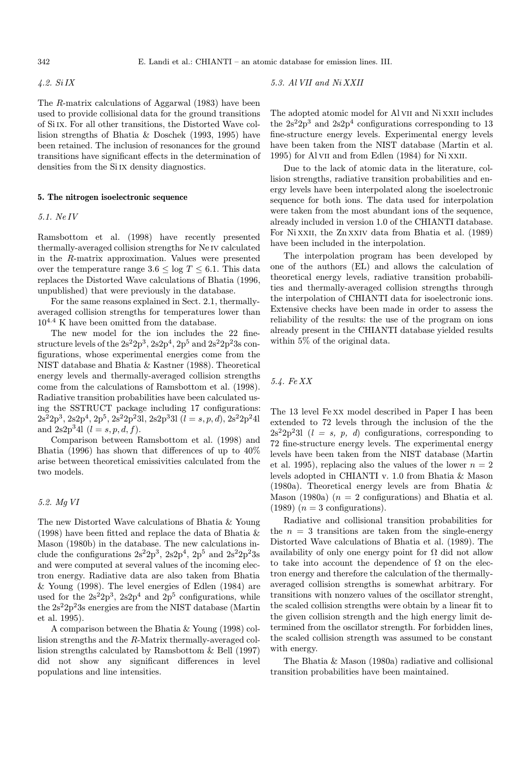### 4.2. Si IX

The $R$-matrix calculations of Aggarwal (1983) have been used to provide collisional data for the ground transitions of Si IX. For all other transitions, the Distorted Wave collision strengths of Bhatia & Doschek (1993, 1995) have been retained. The inclusion of resonances for the ground transitions have significant effects in the determination of densities from the Si IX density diagnostics.

## 5. The nitrogen isoelectronic sequence

### 5.1. Ne IV

Ramsbottom et al. (1998) have recently presented thermally-averaged collision strengths for Ne IV calculated in the $R$-matrix approximation. Values were presented over the temperature range $3.6 \leq \log T \leq 6.1$. This data replaces the Distorted Wave calculations of Bhatia (1996, unpublished) that were previously in the database.

For the same reasons explained in Sect. 2.1, thermally-averaged collision strengths for temperatures lower than $10^{4.4}$ K have been omitted from the database.

The new model for the ion includes the 22 fine-structure levels of the $2s^2 2p^3$, $2s2p^4$, $2p^5$ and $2s^2 2p^2 3s$ configurations, whose experimental energies come from the NIST database and Bhatia & Kastner (1988). Theoretical energy levels and thermally-averaged collision strengths come from the calculations of Ramsbottom et al. (1998). Radiative transition probabilities have been calculated using the SSTRUCT package including 17 configurations: $2s^2 2p^3$, $2s2p^4$, $2p^5$, $2s^2 2p^2 3l$, $2s2p^3 3l$ ($l = s, p, d$), $2s^2 2p^2 4l$ and $2s2p^3 4l$ ($l = s, p, d, f$).

Comparison between Ramsbottom et al. (1998) and Bhatia (1996) has shown that differences of up to 40% arise between theoretical emissivities calculated from the two models.

### 5.2. Mg VI

The new Distorted Wave calculations of Bhatia & Young (1998) have been fitted and replace the data of Bhatia & Mason (1980b) in the database. The new calculations include the configurations $2s^2 2p^3$, $2s2p^4$, $2p^5$ and $2s^2 2p^2 3s$ and were computed at several values of the incoming electron energy. Radiative data are also taken from Bhatia & Young (1998). The level energies of Edlen (1984) are used for the $2s^2 2p^3$, $2s2p^4$ and $2p^5$ configurations, while the $2s^2 2p^2 3s$ energies are from the NIST database (Martin et al. 1995).

A comparison between the Bhatia & Young (1998) collision strengths and the $R$-Matrix thermally-averaged collision strengths calculated by Ramsbottom & Bell (1997) did not show any significant differences in level populations and line intensities.

### 5.3. Al VII and Ni XXII

The adopted atomic model for Al VII and Ni XXII includes the $2s^2 2p^3$ and $2s2p^4$ configurations corresponding to 13 fine-structure energy levels. Experimental energy levels have been taken from the NIST database (Martin et al. 1995) for Al VII and from Edlen (1984) for Ni XXII.

Due to the lack of atomic data in the literature, collision strengths, radiative transition probabilities and energy levels have been interpolated along the isoelectronic sequence for both ions. The data used for interpolation were taken from the most abundant ions of the sequence, already included in version 1.0 of the CHIANTI database. For Ni XXII, the Zn XXIV data from Bhatia et al. (1989) have been included in the interpolation.

The interpolation program has been developed by one of the authors (EL) and allows the calculation of theoretical energy levels, radiative transition probabilities and thermally-averaged collision strengths through the interpolation of CHIANTI data for isoelectronic ions. Extensive checks have been made in order to assess the reliability of the results: the use of the program on ions already present in the CHIANTI database yielded results within 5% of the original data.

### 5.4. Fe XX

The 13 level Fe XX model described in Paper I has been extended to 72 levels through the inclusion of the the $2s^2 2p^2 3l$ ($l = s,\ p,\ d$) configurations, corresponding to 72 fine-structure energy levels. The experimental energy levels have been taken from the NIST database (Martin et al. 1995), replacing also the values of the lower $n = 2$ levels adopted in CHIANTI v. 1.0 from Bhatia & Mason (1980a). Theoretical energy levels are from Bhatia & Mason (1980a) ($n = 2$ configurations) and Bhatia et al. (1989) ($n = 3$ configurations).

Radiative and collisional transition probabilities for the $n = 3$ transitions are taken from the single-energy Distorted Wave calculations of Bhatia et al. (1989). The availability of only one energy point for $\Omega$ did not allow to take into account the dependence of $\Omega$ on the electron energy and therefore the calculation of the thermally-averaged collision strengths is somewhat arbitrary. For transitions with nonzero values of the oscillator strenght, the scaled collision strengths were obtain by a linear fit to the given collision strength and the high energy limit determined from the oscillator strength. For forbidden lines, the scaled collision strength was assumed to be constant with energy.

The Bhatia & Mason (1980a) radiative and collisional transition probabilities have been maintained.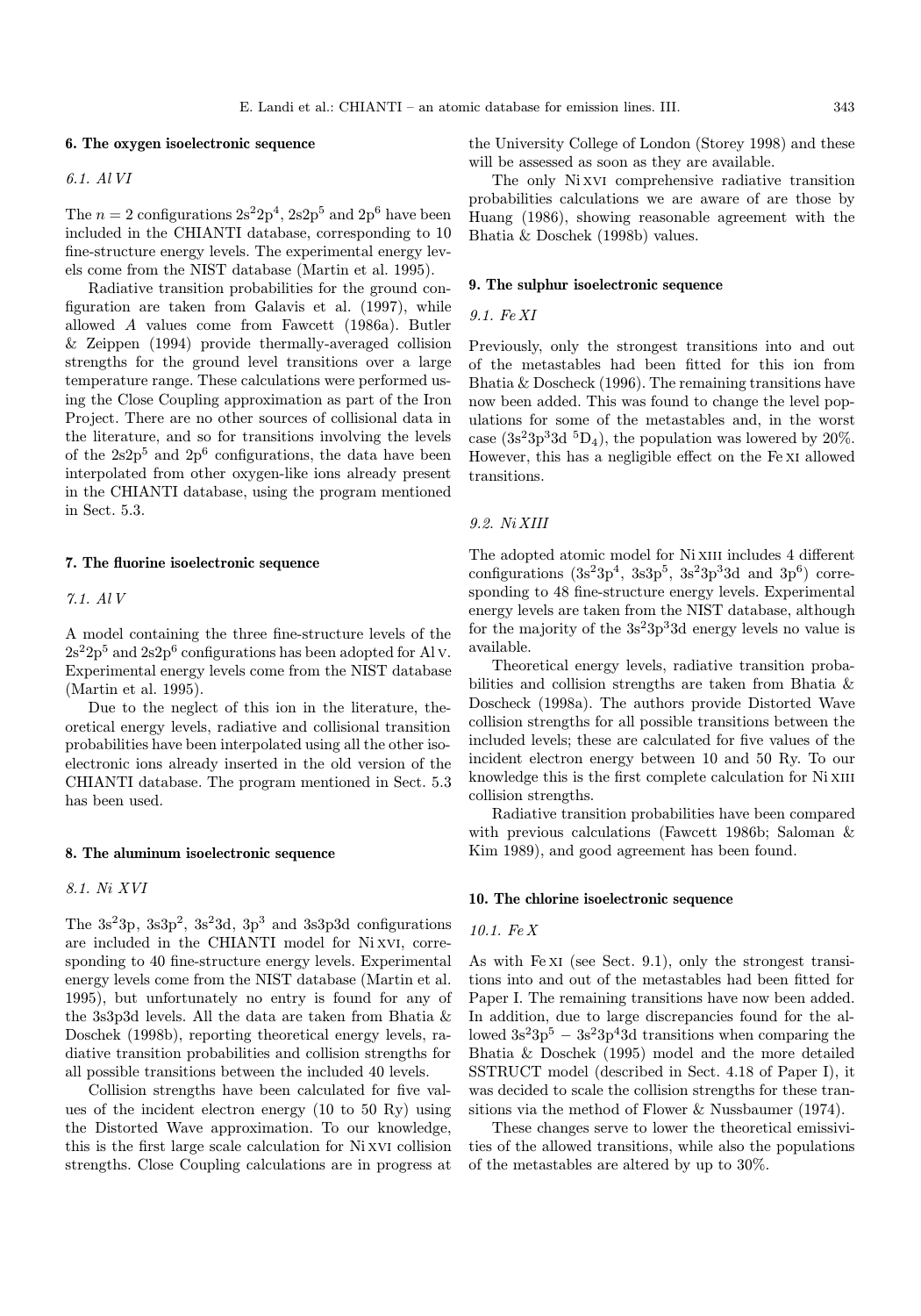## 6. The oxygen isoelectronic sequence

### 6.1. Al VI

The $n = 2$ configurations $2s^2 2p^4$, $2s2p^5$ and $2p^6$ have been included in the CHIANTI database, corresponding to 10 fine-structure energy levels. The experimental energy levels come from the NIST database (Martin et al. 1995).

Radiative transition probabilities for the ground configuration are taken from Galavis et al. (1997), while allowed $A$ values come from Fawcett (1986a). Butler & Zeippen (1994) provide thermally-averaged collision strengths for the ground level transitions over a large temperature range. These calculations were performed using the Close Coupling approximation as part of the Iron Project. There are no other sources of collisional data in the literature, and so for transitions involving the levels of the $2s2p^5$ and $2p^6$ configurations, the data have been interpolated from other oxygen-like ions already present in the CHIANTI database, using the program mentioned in Sect. 5.3.

## 7. The fluorine isoelectronic sequence

### 7.1. Al V

A model containing the three fine-structure levels of the $2s^2 2p^5$ and $2s2p^6$ configurations has been adopted for Al V. Experimental energy levels come from the NIST database (Martin et al. 1995).

Due to the neglect of this ion in the literature, theoretical energy levels, radiative and collisional transition probabilities have been interpolated using all the other isoelectronic ions already inserted in the old version of the CHIANTI database. The program mentioned in Sect. 5.3 has been used.

## 8. The aluminum isoelectronic sequence

### 8.1. Ni XVI

The $3s^2 3p$, $3s3p^2$, $3s^2 3d$, $3p^3$ and 3s3p3d configurations are included in the CHIANTI model for Ni XVI, corresponding to 40 fine-structure energy levels. Experimental energy levels come from the NIST database (Martin et al. 1995), but unfortunately no entry is found for any of the 3s3p3d levels. All the data are taken from Bhatia & Doschek (1998b), reporting theoretical energy levels, radiative transition probabilities and collision strengths for all possible transitions between the included 40 levels.

Collision strengths have been calculated for five values of the incident electron energy (10 to 50 Ry) using the Distorted Wave approximation. To our knowledge, this is the first large scale calculation for Ni XVI collision strengths. Close Coupling calculations are in progress at the University College of London (Storey 1998) and these will be assessed as soon as they are available.

The only Ni XVI comprehensive radiative transition probabilities calculations we are aware of are those by Huang (1986), showing reasonable agreement with the Bhatia & Doschek (1998b) values.

## 9. The sulphur isoelectronic sequence

### 9.1. Fe XI

Previously, only the strongest transitions into and out of the metastables had been fitted for this ion from Bhatia & Doscheck (1996). The remaining transitions have now been added. This was found to change the level populations for some of the metastables and, in the worst case ($3s^2 3p^3 3d\ ^5D_4$), the population was lowered by 20%. However, this has a negligible effect on the Fe XI allowed transitions.

### 9.2. Ni XIII

The adopted atomic model for Ni XIII includes 4 different configurations ($3s^2 3p^4$, $3s3p^5$, $3s^2 3p^3 3d$ and $3p^6$) corresponding to 48 fine-structure energy levels. Experimental energy levels are taken from the NIST database, although for the majority of the $3s^2 3p^3 3d$ energy levels no value is available.

Theoretical energy levels, radiative transition probabilities and collision strengths are taken from Bhatia & Doscheck (1998a). The authors provide Distorted Wave collision strengths for all possible transitions between the included levels; these are calculated for five values of the incident electron energy between 10 and 50 Ry. To our knowledge this is the first complete calculation for Ni XIII collision strengths.

Radiative transition probabilities have been compared with previous calculations (Fawcett 1986b; Saloman & Kim 1989), and good agreement has been found.

## 10. The chlorine isoelectronic sequence

### 10.1. Fe X

As with Fe XI (see Sect. 9.1), only the strongest transitions into and out of the metastables had been fitted for Paper I. The remaining transitions have now been added. In addition, due to large discrepancies found for the allowed $3s^2 3p^5 - 3s^2 3p^4 3d$ transitions when comparing the Bhatia & Doschek (1995) model and the more detailed SSTRUCT model (described in Sect. 4.18 of Paper I), it was decided to scale the collision strengths for these transitions via the method of Flower & Nussbaumer (1974).

These changes serve to lower the theoretical emissivities of the allowed transitions, while also the populations of the metastables are altered by up to 30%.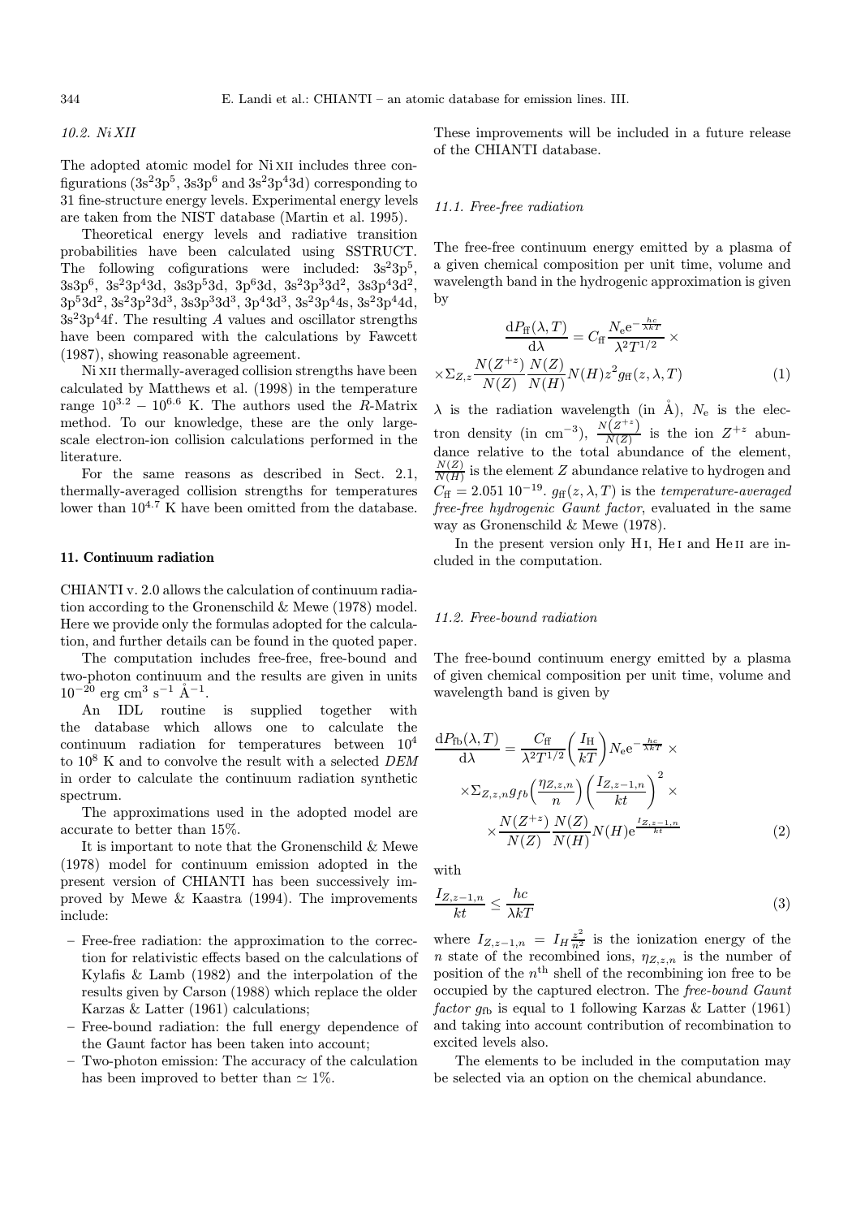### 10.2. Ni XII

The adopted atomic model for Ni XII includes three configurations ($3s^23p^5$, $3s3p^6$ and $3s^23p^43d$) corresponding to 31 fine-structure energy levels. Experimental energy levels are taken from the NIST database (Martin et al. 1995).

Theoretical energy levels and radiative transition probabilities have been calculated using SSTRUCT. The following cofigurations were included: $3s^23p^5$, $3s3p^6$, $3s^23p^43d$, $3s3p^53d$, $3p^63d$, $3s^23p^33d^2$, $3s3p^43d^2$, $3p^53d^2$, $3s^23p^23d^3$, $3s3p^33d^3$, $3p^43d^3$, $3s^23p^44s$, $3s^23p^44d$, $3s^23p^44f$. The resulting $A$ values and oscillator strengths have been compared with the calculations by Fawcett (1987), showing reasonable agreement.

Ni XII thermally-averaged collision strengths have been calculated by Matthews et al. (1998) in the temperature range $10^{3.2} - 10^{6.6}$ K. The authors used the $R$-Matrix method. To our knowledge, these are the only large-scale electron-ion collision calculations performed in the literature.

For the same reasons as described in Sect. 2.1, thermally-averaged collision strengths for temperatures lower than $10^{4.7}$ K have been omitted from the database.

## 11. Continuum radiation

CHIANTI v. 2.0 allows the calculation of continuum radiation according to the Gronenschild & Mewe (1978) model. Here we provide only the formulas adopted for the calculation, and further details can be found in the quoted paper.

The computation includes free-free, free-bound and two-photon continuum and the results are given in units $10^{-20}$ erg cm$^3$ s$^{-1}$ Å$^{-1}$.

An IDL routine is supplied together with the database which allows one to calculate the continuum radiation for temperatures between $10^4$ to $10^8$ K and to convolve the result with a selected *DEM* in order to calculate the continuum radiation synthetic spectrum.

The approximations used in the adopted model are accurate to better than 15%.

It is important to note that the Gronenschild & Mewe (1978) model for continuum emission adopted in the present version of CHIANTI has been successively improved by Mewe & Kaastra (1994). The improvements include:

- Free-free radiation: the approximation to the correction for relativistic effects based on the calculations of Kylafis & Lamb (1982) and the interpolation of the results given by Carson (1988) which replace the older Karzas & Latter (1961) calculations;
- Free-bound radiation: the full energy dependence of the Gaunt factor has been taken into account;
- Two-photon emission: The accuracy of the calculation has been improved to better than $\simeq 1\%$.

These improvements will be included in a future release of the CHIANTI database.

### 11.1. Free-free radiation

The free-free continuum energy emitted by a plasma of a given chemical composition per unit time, volume and wavelength band in the hydrogenic approximation is given by

$$\frac{\mathrm{d}P_{\mathrm{ff}}(\lambda,T)}{\mathrm{d}\lambda} = C_{\mathrm{ff}}\frac{N_{\mathrm{e}}\mathrm{e}^{-\frac{hc}{\lambda kT}}}{\lambda^2 T^{1/2}} \times$$
$$\times \Sigma_{Z,z}\frac{N(Z^{+z})}{N(Z)}\frac{N(Z)}{N(H)}N(H)z^2 g_{\mathrm{ff}}(z,\lambda,T) \tag{1}$$

$\lambda$ is the radiation wavelength (in Å), $N_{\mathrm{e}}$ is the electron density (in cm$^{-3}$), $\frac{N(Z^{+z})}{N(Z)}$ is the ion $Z^{+z}$ abundance relative to the total abundance of the element, $\frac{N(Z)}{N(H)}$ is the element $Z$ abundance relative to hydrogen and $C_{\mathrm{ff}} = 2.051\ 10^{-19}$. $g_{\mathrm{ff}}(z,\lambda,T)$ is the *temperature-averaged free-free hydrogenic Gaunt factor*, evaluated in the same way as Gronenschild & Mewe (1978).

In the present version only H I, He I and He II are included in the computation.

### 11.2. Free-bound radiation

The free-bound continuum energy emitted by a plasma of given chemical composition per unit time, volume and wavelength band is given by

$$\frac{\mathrm{d}P_{\mathrm{fb}}(\lambda,T)}{\mathrm{d}\lambda} = \frac{C_{\mathrm{ff}}}{\lambda^2 T^{1/2}}\left(\frac{I_{\mathrm{H}}}{kT}\right)N_{\mathrm{e}}\mathrm{e}^{-\frac{hc}{\lambda kT}} \times$$
$$\times \Sigma_{Z,z,n} g_{fb}\left(\frac{\eta_{Z,z,n}}{n}\right)\left(\frac{I_{Z,z-1,n}}{kt}\right)^2 \times$$
$$\times \frac{N(Z^{+z})}{N(Z)}\frac{N(Z)}{N(H)}N(H)\mathrm{e}^{\frac{I_{Z,z-1,n}}{kt}} \tag{2}$$

with

$$\frac{I_{Z,z-1,n}}{kt} \leq \frac{hc}{\lambda kT} \tag{3}$$

where $I_{Z,z-1,n} = I_H\frac{z^2}{n^2}$ is the ionization energy of the $n$ state of the recombined ions, $\eta_{Z,z,n}$ is the number of position of the $n^{\mathrm{th}}$ shell of the recombining ion free to be occupied by the captured electron. The *free-bound Gaunt factor* $g_{\mathrm{fb}}$ is equal to 1 following Karzas & Latter (1961) and taking into account contribution of recombination to excited levels also.

The elements to be included in the computation may be selected via an option on the chemical abundance.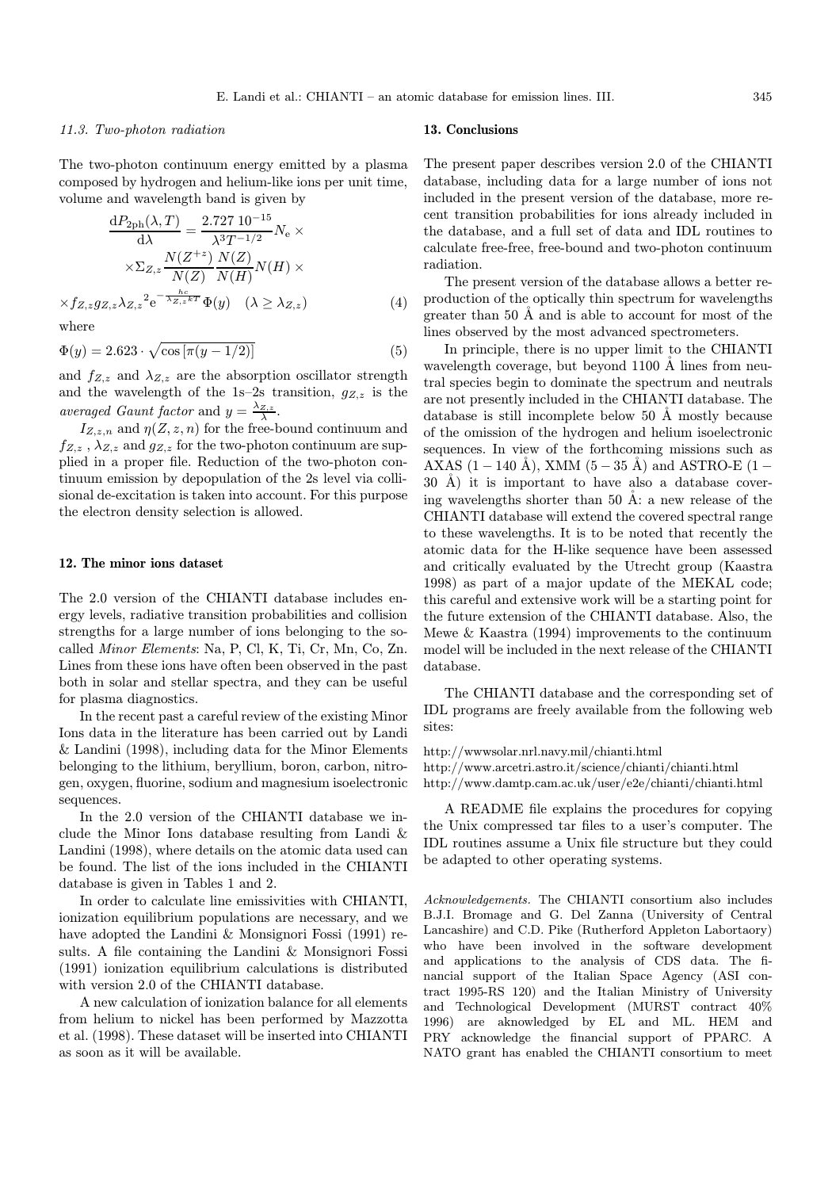### 11.3. Two-photon radiation

The two-photon continuum energy emitted by a plasma composed by hydrogen and helium-like ions per unit time, volume and wavelength band is given by

$$\frac{\mathrm{d}P_{\mathrm{2ph}}(\lambda,T)}{\mathrm{d}\lambda} = \frac{2.727\;10^{-15}}{\lambda^3 T^{-1/2}} N_{\mathrm{e}} \times \times \Sigma_{Z,z} \frac{N(Z^{+z})}{N(Z)} \frac{N(Z)}{N(H)} N(H) \times \times f_{Z,z} g_{Z,z} \lambda_{Z,z}{}^2 \mathrm{e}^{-\frac{hc}{\lambda_{Z,z} kT}} \Phi(y) \quad (\lambda \geq \lambda_{Z,z}) \tag{4}$$

where

$$\Phi(y) = 2.623 \cdot \sqrt{\cos\left[\pi(y - 1/2)\right]} \tag{5}$$

and $f_{Z,z}$ and $\lambda_{Z,z}$ are the absorption oscillator strength and the wavelength of the 1s–2s transition, $g_{Z,z}$ is the *averaged Gaunt factor* and $y = \frac{\lambda_{Z,z}}{\lambda}$.

$I_{Z,z,n}$ and $\eta(Z,z,n)$ for the free-bound continuum and $f_{Z,z}$ , $\lambda_{Z,z}$ and $g_{Z,z}$ for the two-photon continuum are supplied in a proper file. Reduction of the two-photon continuum emission by depopulation of the 2s level via collisional de-excitation is taken into account. For this purpose the electron density selection is allowed.

## 12. The minor ions dataset

The 2.0 version of the CHIANTI database includes energy levels, radiative transition probabilities and collision strengths for a large number of ions belonging to the so-called *Minor Elements*: Na, P, Cl, K, Ti, Cr, Mn, Co, Zn. Lines from these ions have often been observed in the past both in solar and stellar spectra, and they can be useful for plasma diagnostics.

In the recent past a careful review of the existing Minor Ions data in the literature has been carried out by Landi & Landini (1998), including data for the Minor Elements belonging to the lithium, beryllium, boron, carbon, nitrogen, oxygen, fluorine, sodium and magnesium isoelectronic sequences.

In the 2.0 version of the CHIANTI database we include the Minor Ions database resulting from Landi & Landini (1998), where details on the atomic data used can be found. The list of the ions included in the CHIANTI database is given in Tables 1 and 2.

In order to calculate line emissivities with CHIANTI, ionization equilibrium populations are necessary, and we have adopted the Landini & Monsignori Fossi (1991) results. A file containing the Landini & Monsignori Fossi (1991) ionization equilibrium calculations is distributed with version 2.0 of the CHIANTI database.

A new calculation of ionization balance for all elements from helium to nickel has been performed by Mazzotta et al. (1998). These dataset will be inserted into CHIANTI as soon as it will be available.

## 13. Conclusions

The present paper describes version 2.0 of the CHIANTI database, including data for a large number of ions not included in the present version of the database, more recent transition probabilities for ions already included in the database, and a full set of data and IDL routines to calculate free-free, free-bound and two-photon continuum radiation.

The present version of the database allows a better reproduction of the optically thin spectrum for wavelengths greater than 50 Å and is able to account for most of the lines observed by the most advanced spectrometers.

In principle, there is no upper limit to the CHIANTI wavelength coverage, but beyond 1100 Å lines from neutral species begin to dominate the spectrum and neutrals are not presently included in the CHIANTI database. The database is still incomplete below 50 Å mostly because of the omission of the hydrogen and helium isoelectronic sequences. In view of the forthcoming missions such as AXAS (1 − 140 Å), XMM (5 − 35 Å) and ASTRO-E (1 − 30 Å) it is important to have also a database covering wavelengths shorter than 50 Å: a new release of the CHIANTI database will extend the covered spectral range to these wavelengths. It is to be noted that recently the atomic data for the H-like sequence have been assessed and critically evaluated by the Utrecht group (Kaastra 1998) as part of a major update of the MEKAL code; this careful and extensive work will be a starting point for the future extension of the CHIANTI database. Also, the Mewe & Kaastra (1994) improvements to the continuum model will be included in the next release of the CHIANTI database.

The CHIANTI database and the corresponding set of IDL programs are freely available from the following web sites:

http://wwwsolar.nrl.navy.mil/chianti.html
http://www.arcetri.astro.it/science/chianti/chianti.html
http://www.damtp.cam.ac.uk/user/e2e/chianti/chianti.html

A README file explains the procedures for copying the Unix compressed tar files to a user's computer. The IDL routines assume a Unix file structure but they could be adapted to other operating systems.

*Acknowledgements.* The CHIANTI consortium also includes B.J.I. Bromage and G. Del Zanna (University of Central Lancashire) and C.D. Pike (Rutherford Appleton Labortaory) who have been involved in the software development and applications to the analysis of CDS data. The financial support of the Italian Space Agency (ASI contract 1995-RS 120) and the Italian Ministry of University and Technological Development (MURST contract 40% 1996) are aknowledged by EL and ML. HEM and PRY acknowledge the financial support of PPARC. A NATO grant has enabled the CHIANTI consortium to meet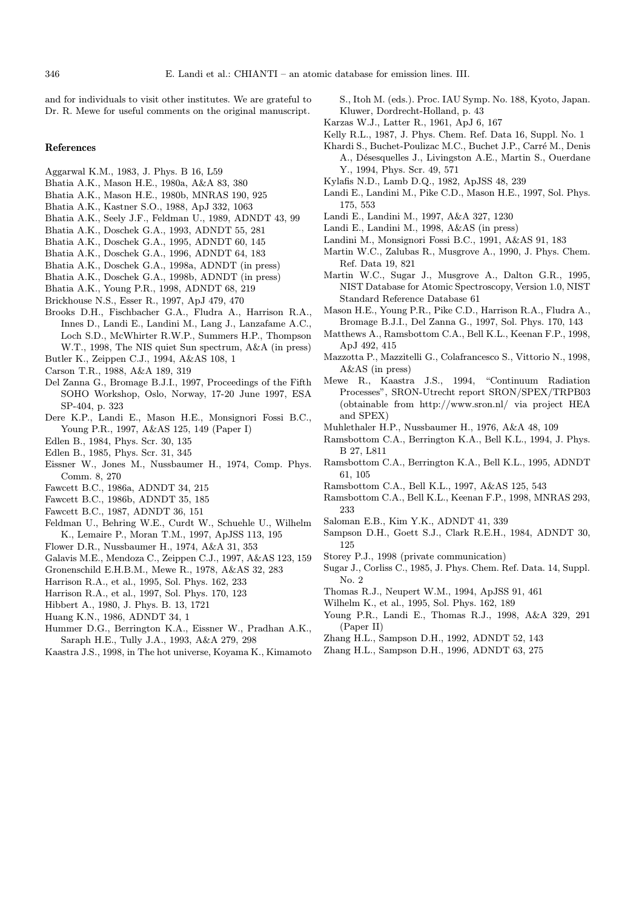and for individuals to visit other institutes. We are grateful to Dr. R. Mewe for useful comments on the original manuscript.

## References

Aggarwal K.M., 1983, J. Phys. B 16, L59

Bhatia A.K., Mason H.E., 1980a, A&A 83, 380

Bhatia A.K., Mason H.E., 1980b, MNRAS 190, 925

Bhatia A.K., Kastner S.O., 1988, ApJ 332, 1063

Bhatia A.K., Seely J.F., Feldman U., 1989, ADNDT 43, 99

Bhatia A.K., Doschek G.A., 1993, ADNDT 55, 281

Bhatia A.K., Doschek G.A., 1995, ADNDT 60, 145

Bhatia A.K., Doschek G.A., 1996, ADNDT 64, 183

Bhatia A.K., Doschek G.A., 1998a, ADNDT (in press)

Bhatia A.K., Doschek G.A., 1998b, ADNDT (in press)

Bhatia A.K., Young P.R., 1998, ADNDT 68, 219

Brickhouse N.S., Esser R., 1997, ApJ 479, 470

Brooks D.H., Fischbacher G.A., Fludra A., Harrison R.A., Innes D., Landi E., Landini M., Lang J., Lanzafame A.C., Loch S.D., McWhirter R.W.P., Summers H.P., Thompson W.T., 1998, The NIS quiet Sun spectrum, A&A (in press)

Butler K., Zeippen C.J., 1994, A&AS 108, 1

Carson T.R., 1988, A&A 189, 319

Del Zanna G., Bromage B.J.I., 1997, Proceedings of the Fifth SOHO Workshop, Oslo, Norway, 17-20 June 1997, ESA SP-404, p. 323

Dere K.P., Landi E., Mason H.E., Monsignori Fossi B.C., Young P.R., 1997, A&AS 125, 149 (Paper I)

Edlen B., 1984, Phys. Scr. 30, 135

Edlen B., 1985, Phys. Scr. 31, 345

Eissner W., Jones M., Nussbaumer H., 1974, Comp. Phys. Comm. 8, 270

Fawcett B.C., 1986a, ADNDT 34, 215

Fawcett B.C., 1986b, ADNDT 35, 185

Fawcett B.C., 1987, ADNDT 36, 151

Feldman U., Behring W.E., Curdt W., Schuehle U., Wilhelm K., Lemaire P., Moran T.M., 1997, ApJSS 113, 195

Flower D.R., Nussbaumer H., 1974, A&A 31, 353

Galavis M.E., Mendoza C., Zeippen C.J., 1997, A&AS 123, 159

Gronenschild E.H.B.M., Mewe R., 1978, A&AS 32, 283

Harrison R.A., et al., 1995, Sol. Phys. 162, 233

Harrison R.A., et al., 1997, Sol. Phys. 170, 123

Hibbert A., 1980, J. Phys. B. 13, 1721

Huang K.N., 1986, ADNDT 34, 1

Hummer D.G., Berrington K.A., Eissner W., Pradhan A.K., Saraph H.E., Tully J.A., 1993, A&A 279, 298

Kaastra J.S., 1998, in The hot universe, Koyama K., Kimamoto S., Itoh M. (eds.). Proc. IAU Symp. No. 188, Kyoto, Japan. Kluwer, Dordrecht-Holland, p. 43

Karzas W.J., Latter R., 1961, ApJ 6, 167

Kelly R.L., 1987, J. Phys. Chem. Ref. Data 16, Suppl. No. 1

Khardi S., Buchet-Poulizac M.C., Buchet J.P., Carré M., Denis A., Désesquelles J., Livingston A.E., Martin S., Ouerdane Y., 1994, Phys. Scr. 49, 571

Kylafis N.D., Lamb D.Q., 1982, ApJSS 48, 239

Landi E., Landini M., Pike C.D., Mason H.E., 1997, Sol. Phys. 175, 553

Landi E., Landini M., 1997, A&A 327, 1230

Landi E., Landini M., 1998, A&AS (in press)

Landini M., Monsignori Fossi B.C., 1991, A&AS 91, 183

Martin W.C., Zalubas R., Musgrove A., 1990, J. Phys. Chem. Ref. Data 19, 821

Martin W.C., Sugar J., Musgrove A., Dalton G.R., 1995, NIST Database for Atomic Spectroscopy, Version 1.0, NIST Standard Reference Database 61

Mason H.E., Young P.R., Pike C.D., Harrison R.A., Fludra A., Bromage B.J.I., Del Zanna G., 1997, Sol. Phys. 170, 143

Matthews A., Ramsbottom C.A., Bell K.L., Keenan F.P., 1998, ApJ 492, 415

Mazzotta P., Mazzitelli G., Colafrancesco S., Vittorio N., 1998, A&AS (in press)

Mewe R., Kaastra J.S., 1994, "Continuum Radiation Processes", SRON-Utrecht report SRON/SPEX/TRPB03 (obtainable from http://www.sron.nl/ via project HEA and SPEX)

Muhlethaler H.P., Nussbaumer H., 1976, A&A 48, 109

Ramsbottom C.A., Berrington K.A., Bell K.L., 1994, J. Phys. B 27, L811

Ramsbottom C.A., Berrington K.A., Bell K.L., 1995, ADNDT 61, 105

Ramsbottom C.A., Bell K.L., 1997, A&AS 125, 543

Ramsbottom C.A., Bell K.L., Keenan F.P., 1998, MNRAS 293, 233

Saloman E.B., Kim Y.K., ADNDT 41, 339

Sampson D.H., Goett S.J., Clark R.E.H., 1984, ADNDT 30, 125

Storey P.J., 1998 (private communication)

Sugar J., Corliss C., 1985, J. Phys. Chem. Ref. Data. 14, Suppl. No. 2

Thomas R.J., Neupert W.M., 1994, ApJSS 91, 461

Wilhelm K., et al., 1995, Sol. Phys. 162, 189

Young P.R., Landi E., Thomas R.J., 1998, A&A 329, 291 (Paper II)

Zhang H.L., Sampson D.H., 1992, ADNDT 52, 143

Zhang H.L., Sampson D.H., 1996, ADNDT 63, 275